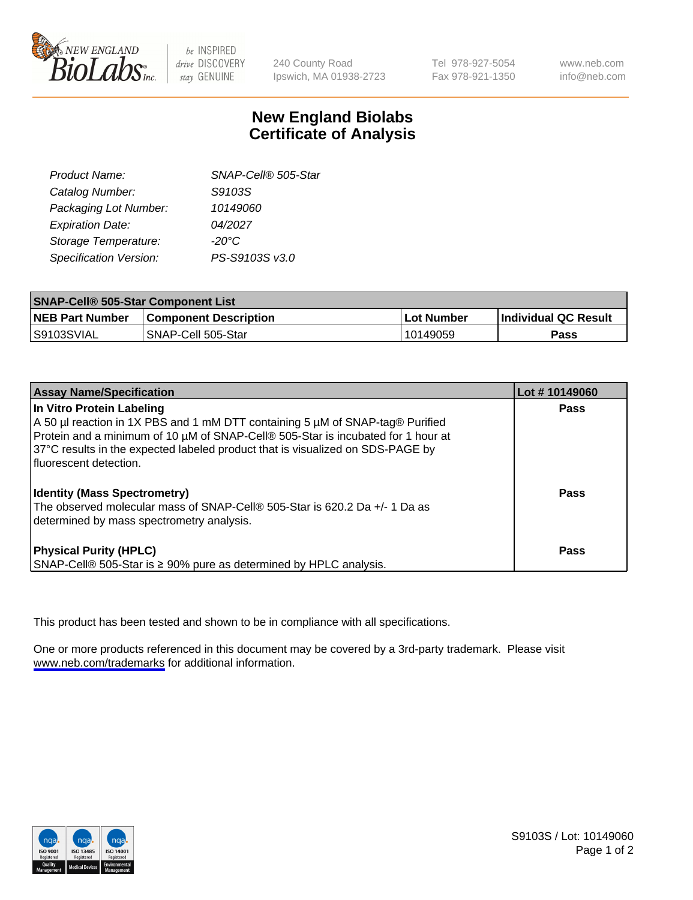240 County Road
Ipswich, MA 01938-2723

Tel 978-927-5054
Fax 978-921-1350

www.neb.com
info@neb.com

# New England Biolabs
# Certificate of Analysis

| | |
|---|---|
| *Product Name:* | *SNAP-Cell® 505-Star* |
| *Catalog Number:* | *S9103S* |
| *Packaging Lot Number:* | *10149060* |
| *Expiration Date:* | *04/2027* |
| *Storage Temperature:* | *-20°C* |
| *Specification Version:* | *PS-S9103S v3.0* |

| **SNAP-Cell® 505-Star Component List** | | | |
|---|---|---|---|
| **NEB Part Number** | **Component Description** | **Lot Number** | **Individual QC Result** |
| S9103SVIAL | SNAP-Cell 505-Star | 10149059 | **Pass** |

| **Assay Name/Specification** | **Lot # 10149060** |
|---|---|
| **In Vitro Protein Labeling**<br>A 50 µl reaction in 1X PBS and 1 mM DTT containing 5 µM of SNAP-tag® Purified Protein and a minimum of 10 µM of SNAP-Cell® 505-Star is incubated for 1 hour at 37°C results in the expected labeled product that is visualized on SDS-PAGE by fluorescent detection. | **Pass** |
| **Identity (Mass Spectrometry)**<br>The observed molecular mass of SNAP-Cell® 505-Star is 620.2 Da +/- 1 Da as determined by mass spectrometry analysis. | **Pass** |
| **Physical Purity (HPLC)**<br>SNAP-Cell® 505-Star is ≥ 90% pure as determined by HPLC analysis. | **Pass** |

This product has been tested and shown to be in compliance with all specifications.

One or more products referenced in this document may be covered by a 3rd-party trademark. Please visit www.neb.com/trademarks for additional information.

S9103S / Lot: 10149060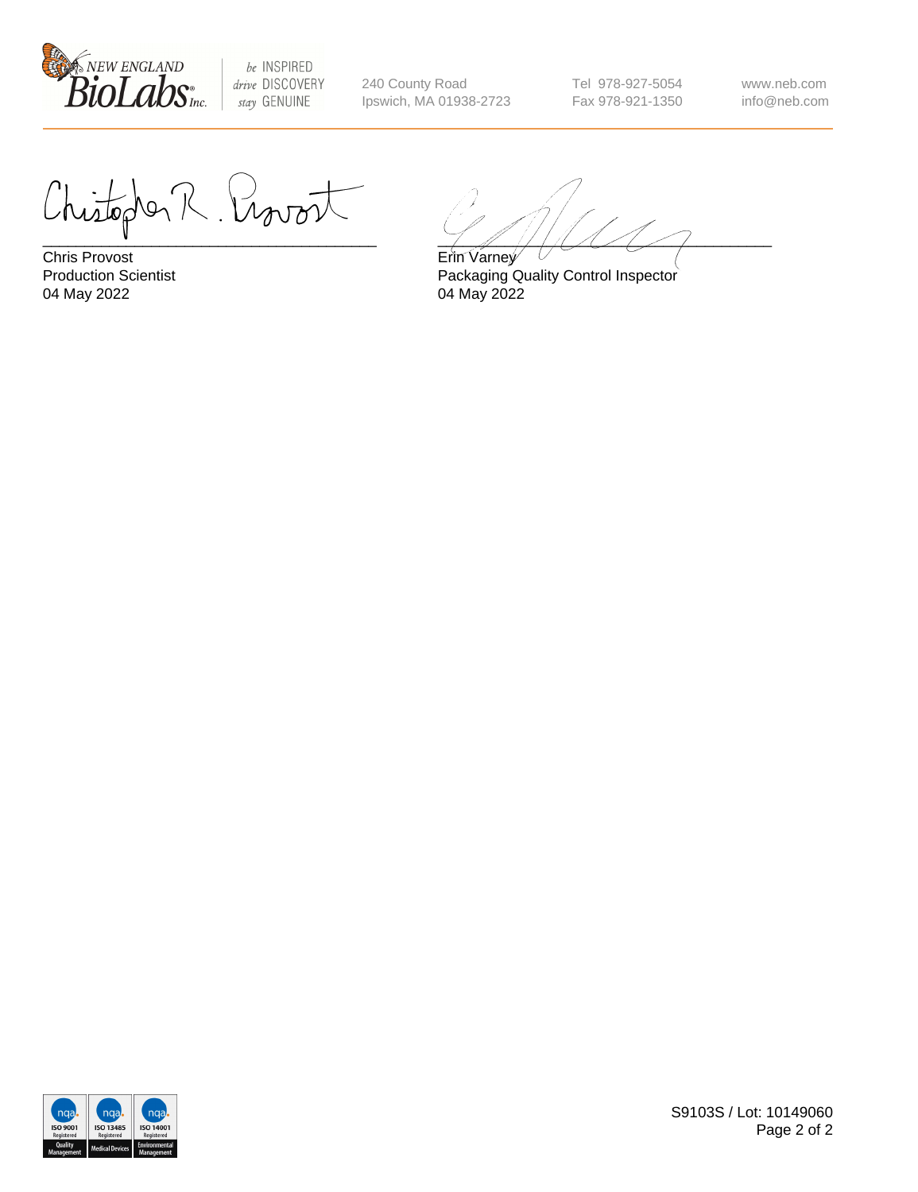Chris Provost
Production Scientist
04 May 2022

Erin Varney
Packaging Quality Control Inspector
04 May 2022

S9103S / Lot: 10149060